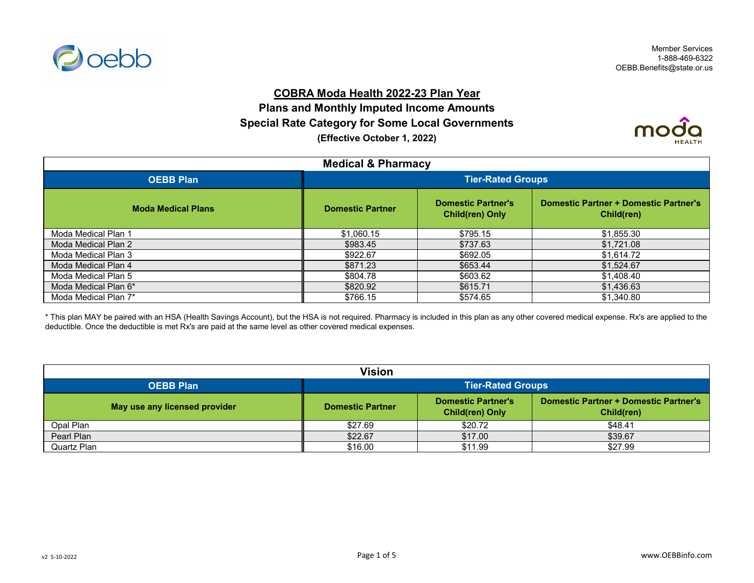Member Services
1-888-469-6322
OEBB.Benefits@state.or.us

# COBRA Moda Health 2022-23 Plan Year

## Plans and Monthly Imputed Income Amounts

## Special Rate Category for Some Local Governments

**(Effective October 1, 2022)**

**Medical & Pharmacy**

| OEBB Plan | Tier-Rated Groups | | |
|---|---|---|---|
| **Moda Medical Plans** | **Domestic Partner** | **Domestic Partner's Child(ren) Only** | **Domestic Partner + Domestic Partner's Child(ren)** |
| Moda Medical Plan 1 | $1,060.15 | $795.15 | $1,855.30 |
| Moda Medical Plan 2 | $983.45 | $737.63 | $1,721.08 |
| Moda Medical Plan 3 | $922.67 | $692.05 | $1,614.72 |
| Moda Medical Plan 4 | $871.23 | $653.44 | $1,524.67 |
| Moda Medical Plan 5 | $804.78 | $603.62 | $1,408.40 |
| Moda Medical Plan 6* | $820.92 | $615.71 | $1,436.63 |
| Moda Medical Plan 7* | $766.15 | $574.65 | $1,340.80 |

* This plan MAY be paired with an HSA (Health Savings Account), but the HSA is not required. Pharmacy is included in this plan as any other covered medical expense. Rx's are applied to the deductible. Once the deductible is met Rx's are paid at the same level as other covered medical expenses.

**Vision**

| OEBB Plan | Tier-Rated Groups | | |
|---|---|---|---|
| **May use any licensed provider** | **Domestic Partner** | **Domestic Partner's Child(ren) Only** | **Domestic Partner + Domestic Partner's Child(ren)** |
| Opal Plan | $27.69 | $20.72 | $48.41 |
| Pearl Plan | $22.67 | $17.00 | $39.67 |
| Quartz Plan | $16.00 | $11.99 | $27.99 |

v2 5-10-2022

www.OEBBinfo.com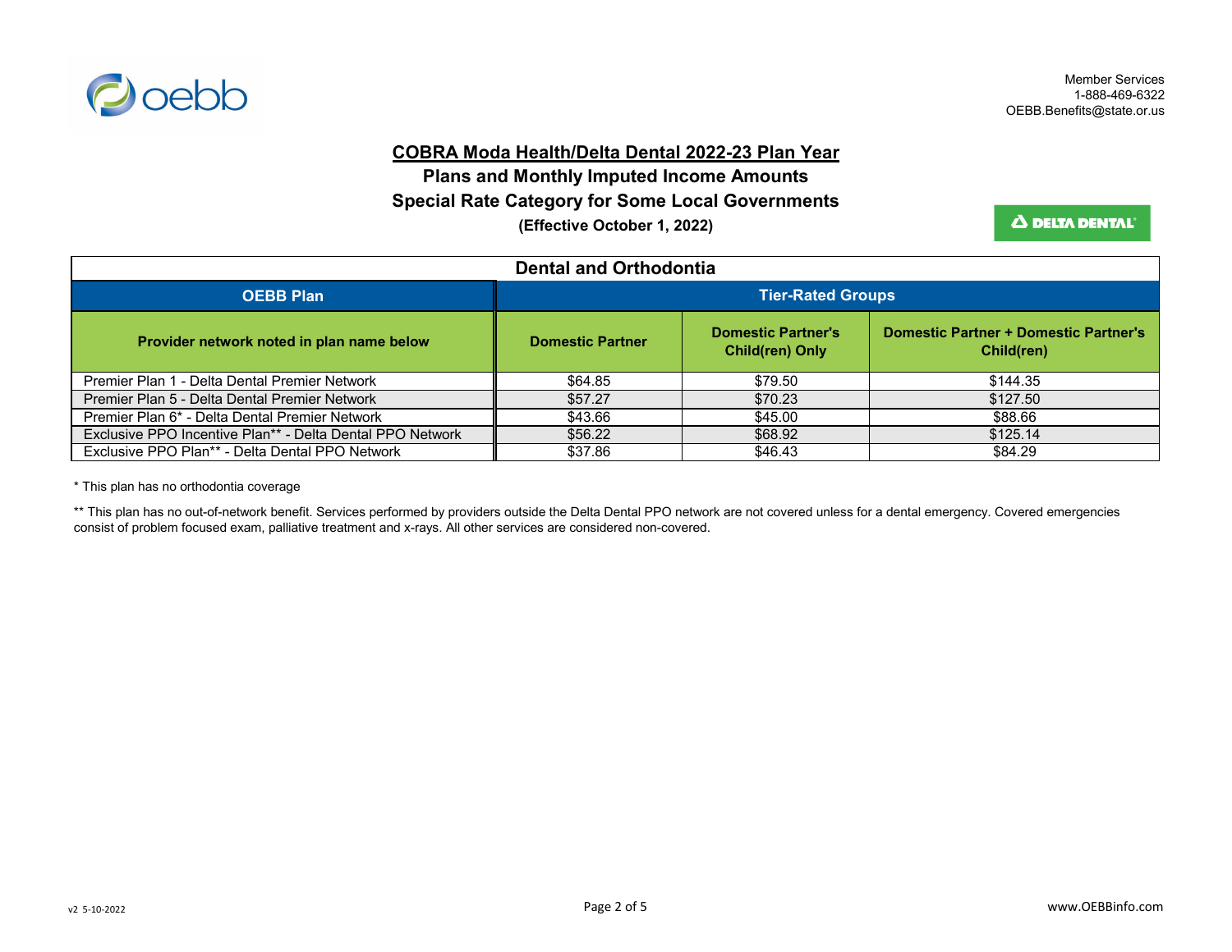Member Services
1-888-469-6322
OEBB.Benefits@state.or.us

# COBRA Moda Health/Delta Dental 2022-23 Plan Year

## Plans and Monthly Imputed Income Amounts

## Special Rate Category for Some Local Governments

**(Effective October 1, 2022)**

| Dental and Orthodontia | | | |
|---|---|---|---|
| **OEBB Plan** | **Tier-Rated Groups** | | |
| **Provider network noted in plan name below** | **Domestic Partner** | **Domestic Partner's Child(ren) Only** | **Domestic Partner + Domestic Partner's Child(ren)** |
| Premier Plan 1 - Delta Dental Premier Network | $64.85 | $79.50 | $144.35 |
| Premier Plan 5 - Delta Dental Premier Network | $57.27 | $70.23 | $127.50 |
| Premier Plan 6* - Delta Dental Premier Network | $43.66 | $45.00 | $88.66 |
| Exclusive PPO Incentive Plan** - Delta Dental PPO Network | $56.22 | $68.92 | $125.14 |
| Exclusive PPO Plan** - Delta Dental PPO Network | $37.86 | $46.43 | $84.29 |

* This plan has no orthodontia coverage

** This plan has no out-of-network benefit. Services performed by providers outside the Delta Dental PPO network are not covered unless for a dental emergency. Covered emergencies consist of problem focused exam, palliative treatment and x-rays. All other services are considered non-covered.

v2 5-10-2022

www.OEBBinfo.com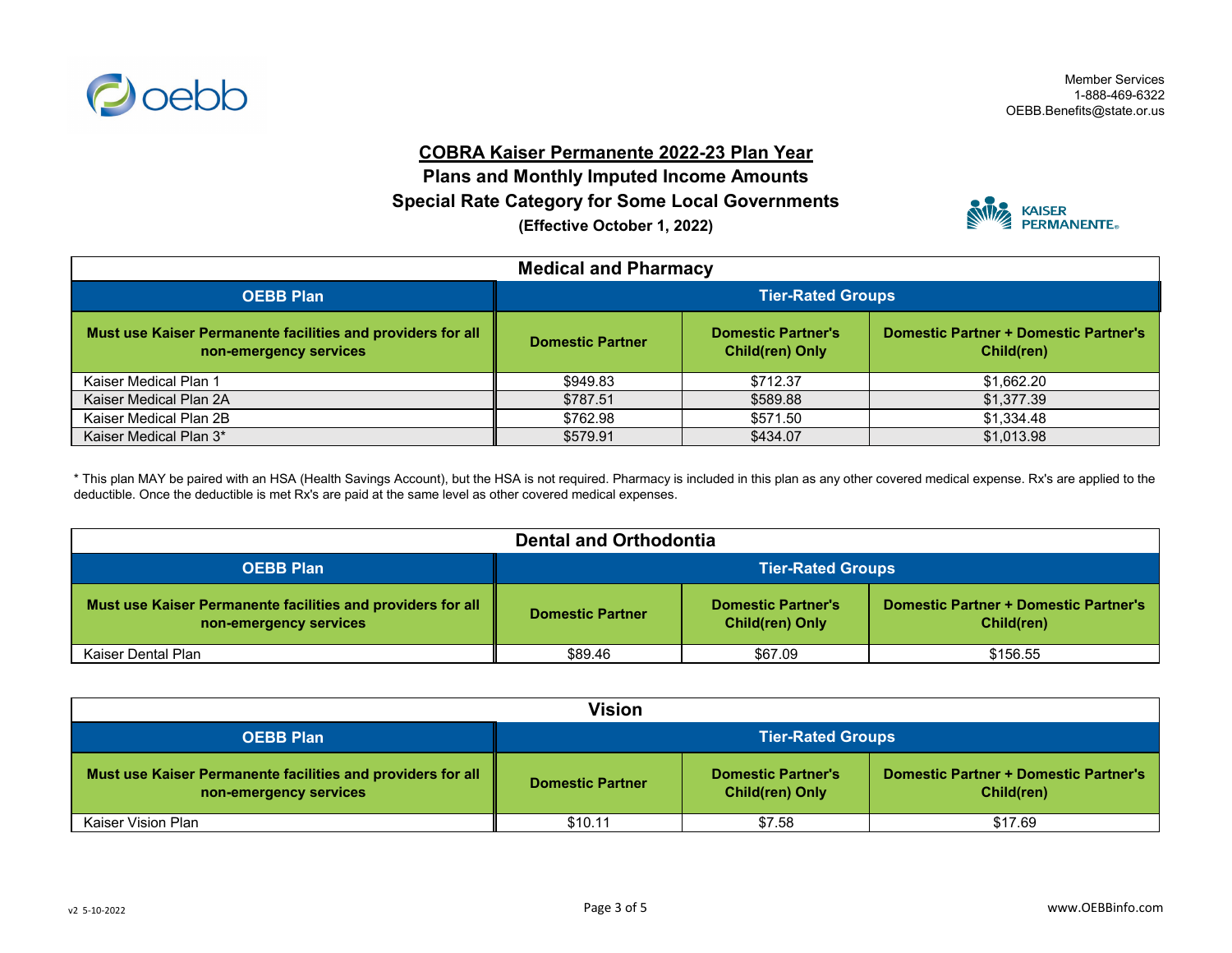Member Services
1-888-469-6322
OEBB.Benefits@state.or.us

# COBRA Kaiser Permanente 2022-23 Plan Year

## Plans and Monthly Imputed Income Amounts

## Special Rate Category for Some Local Governments

**(Effective October 1, 2022)**

### Medical and Pharmacy

| OEBB Plan | Tier-Rated Groups | | |
|---|---|---|---|
| **Must use Kaiser Permanente facilities and providers for all non-emergency services** | **Domestic Partner** | **Domestic Partner's Child(ren) Only** | **Domestic Partner + Domestic Partner's Child(ren)** |
| Kaiser Medical Plan 1 | $949.83 | $712.37 | $1,662.20 |
| Kaiser Medical Plan 2A | $787.51 | $589.88 | $1,377.39 |
| Kaiser Medical Plan 2B | $762.98 | $571.50 | $1,334.48 |
| Kaiser Medical Plan 3* | $579.91 | $434.07 | $1,013.98 |

* This plan MAY be paired with an HSA (Health Savings Account), but the HSA is not required. Pharmacy is included in this plan as any other covered medical expense. Rx's are applied to the deductible. Once the deductible is met Rx's are paid at the same level as other covered medical expenses.

### Dental and Orthodontia

| OEBB Plan | Tier-Rated Groups | | |
|---|---|---|---|
| **Must use Kaiser Permanente facilities and providers for all non-emergency services** | **Domestic Partner** | **Domestic Partner's Child(ren) Only** | **Domestic Partner + Domestic Partner's Child(ren)** |
| Kaiser Dental Plan | $89.46 | $67.09 | $156.55 |

### Vision

| OEBB Plan | Tier-Rated Groups | | |
|---|---|---|---|
| **Must use Kaiser Permanente facilities and providers for all non-emergency services** | **Domestic Partner** | **Domestic Partner's Child(ren) Only** | **Domestic Partner + Domestic Partner's Child(ren)** |
| Kaiser Vision Plan | $10.11 | $7.58 | $17.69 |

v2 5-10-2022

www.OEBBinfo.com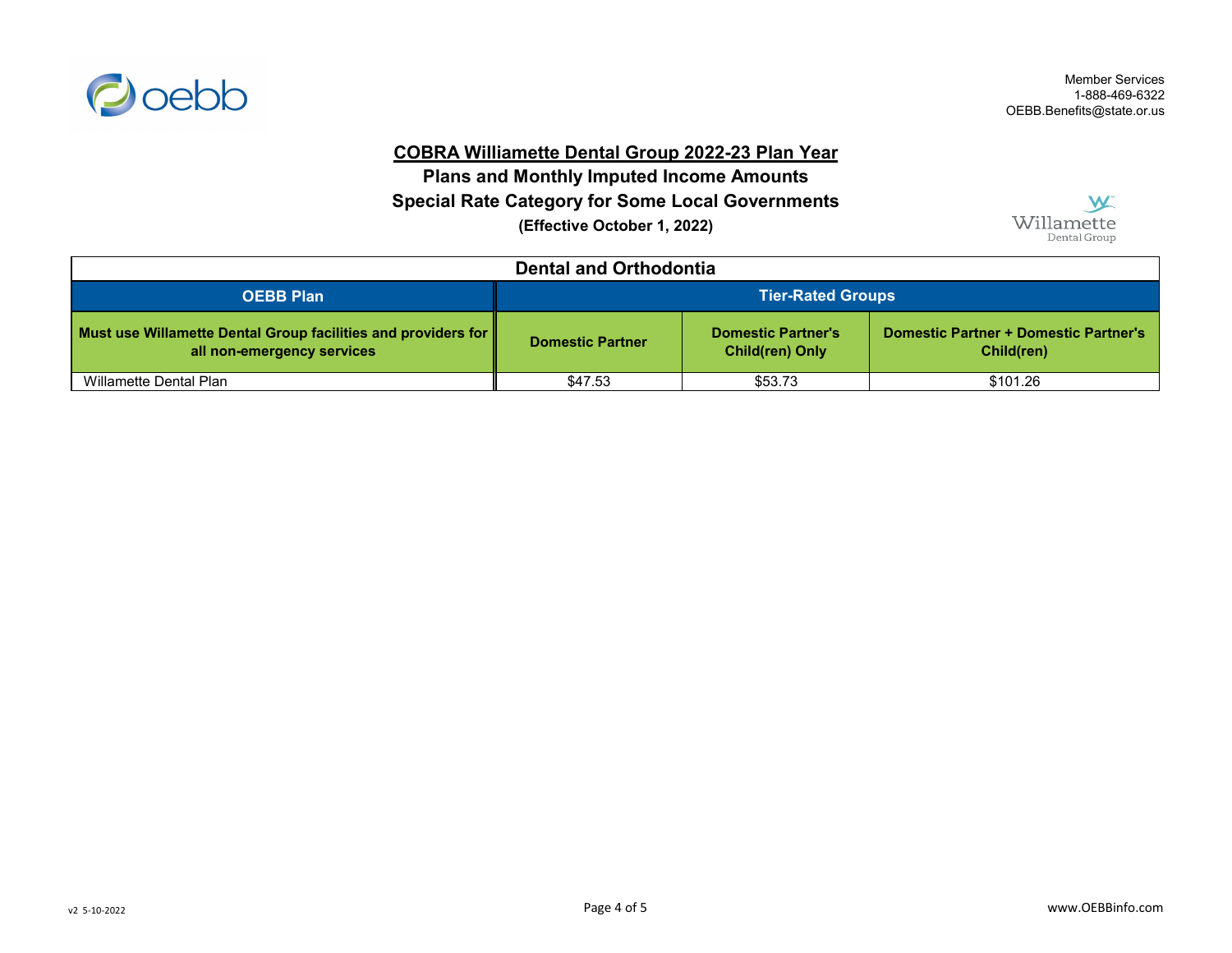Member Services
1-888-469-6322
OEBB.Benefits@state.or.us

## COBRA Williamette Dental Group 2022-23 Plan Year

### Plans and Monthly Imputed Income Amounts

### Special Rate Category for Some Local Governments

**(Effective October 1, 2022)**

| Dental and Orthodontia | | | |
|---|---|---|---|
| **OEBB Plan** | **Tier-Rated Groups** | | |
| **Must use Willamette Dental Group facilities and providers for all non-emergency services** | **Domestic Partner** | **Domestic Partner's Child(ren) Only** | **Domestic Partner + Domestic Partner's Child(ren)** |
| Willamette Dental Plan | $47.53 | $53.73 | $101.26 |

v2 5-10-2022

www.OEBBinfo.com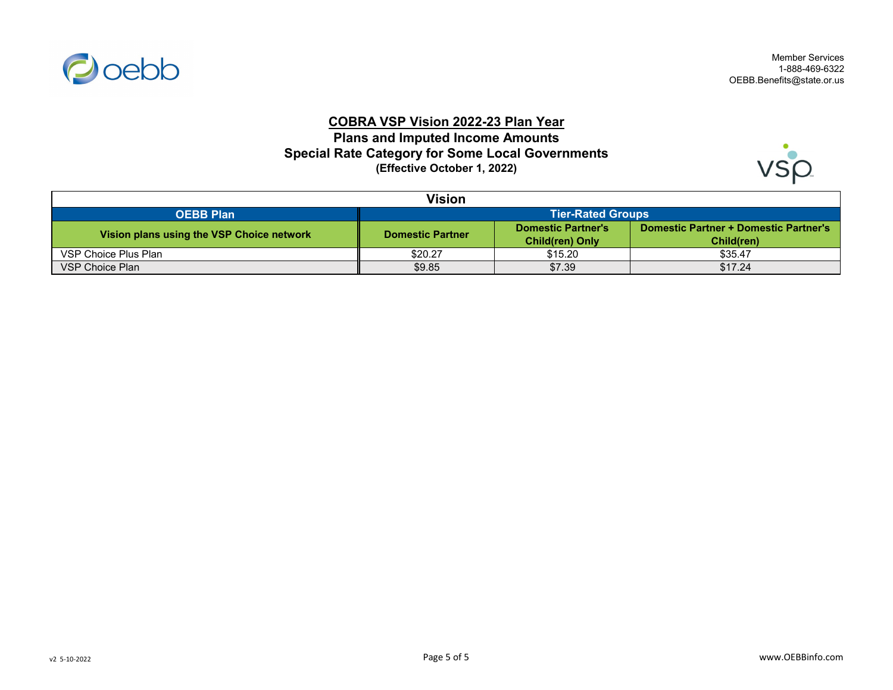Member Services
1-888-469-6322
OEBB.Benefits@state.or.us

## COBRA VSP Vision 2022-23 Plan Year

### Plans and Imputed Income Amounts

### Special Rate Category for Some Local Governments

**(Effective October 1, 2022)**

| Vision | | | |
|---|---|---|---|
| **OEBB Plan** | **Tier-Rated Groups** | | |
| **Vision plans using the VSP Choice network** | **Domestic Partner** | **Domestic Partner's Child(ren) Only** | **Domestic Partner + Domestic Partner's Child(ren)** |
| VSP Choice Plus Plan | $20.27 | $15.20 | $35.47 |
| VSP Choice Plan | $9.85 | $7.39 | $17.24 |

v2 5-10-2022

www.OEBBinfo.com